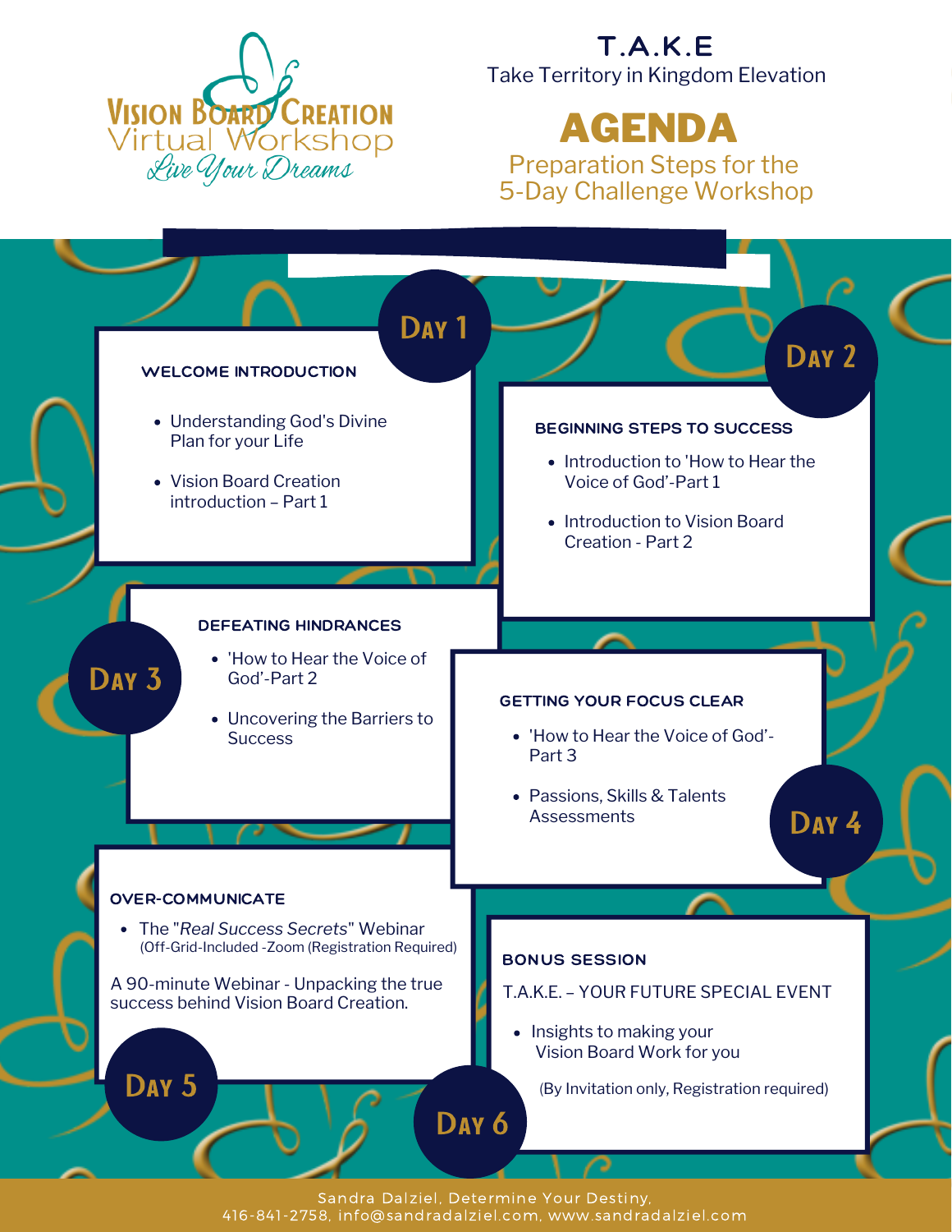Vision Board Creation
Virtual Workshop
*Live Your Dreams*

# T.A.K.E

Take Territory in Kingdom Elevation

## AGENDA

Preparation Steps for the 5-Day Challenge Workshop

### Day 1

**WELCOME INTRODUCTION**

- Understanding God's Divine Plan for your Life
- Vision Board Creation introduction – Part 1

### Day 2

**BEGINNING STEPS TO SUCCESS**

- Introduction to 'How to Hear the Voice of God'-Part 1
- Introduction to Vision Board Creation - Part 2

### Day 3

**DEFEATING HINDRANCES**

- 'How to Hear the Voice of God'-Part 2
- Uncovering the Barriers to Success

### Day 4

**GETTING YOUR FOCUS CLEAR**

- 'How to Hear the Voice of God'-Part 3
- Passions, Skills & Talents Assessments

### Day 5

**OVER-COMMUNICATE**

- The "*Real Success Secrets*" Webinar (Off-Grid-Included -Zoom (Registration Required)

A 90-minute Webinar - Unpacking the true success behind Vision Board Creation.

### Day 6

**BONUS SESSION**

T.A.K.E. – YOUR FUTURE SPECIAL EVENT

- Insights to making your Vision Board Work for you

(By Invitation only, Registration required)

Sandra Dalziel, Determine Your Destiny,
416-841-2758, info@sandradalziel.com, www.sandradalziel.com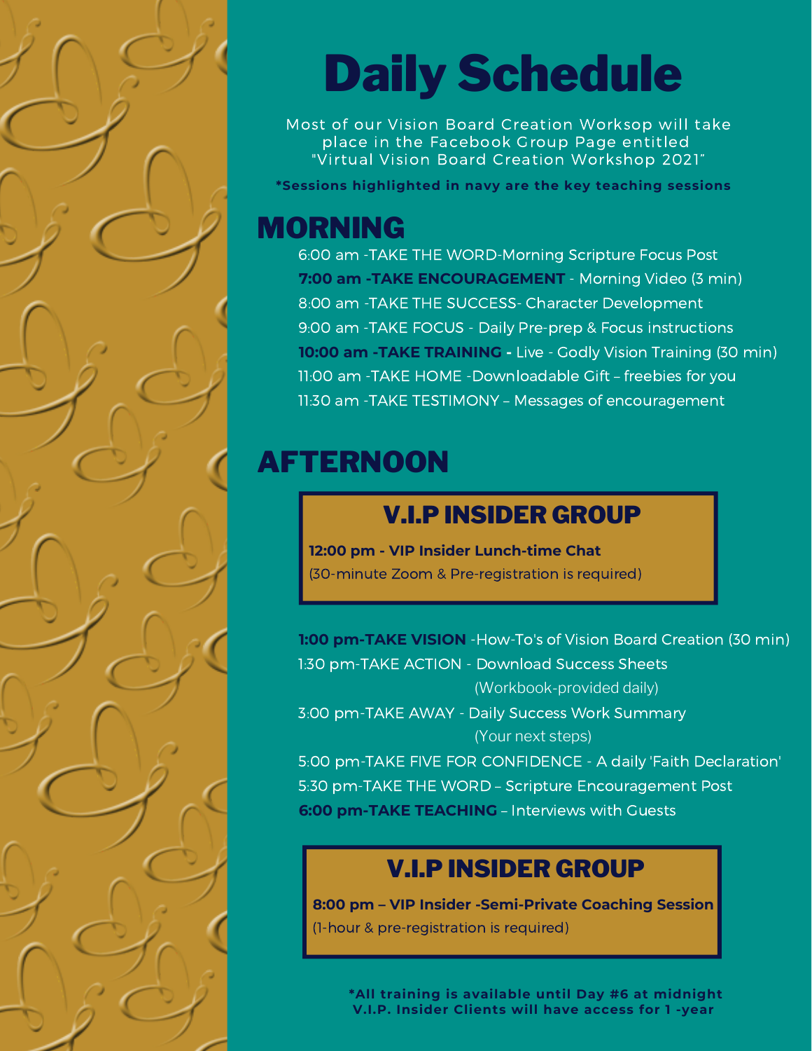# Daily Schedule

Most of our Vision Board Creation Worksop will take place in the Facebook Group Page entitled "Virtual Vision Board Creation Workshop 2021"

**\*Sessions highlighted in navy are the key teaching sessions**

## MORNING

6:00 am -TAKE THE WORD-Morning Scripture Focus Post

**7:00 am -TAKE ENCOURAGEMENT** - Morning Video (3 min)

8:00 am -TAKE THE SUCCESS- Character Development

9:00 am -TAKE FOCUS - Daily Pre-prep & Focus instructions

**10:00 am -TAKE TRAINING -** Live - Godly Vision Training (30 min)

11:00 am -TAKE HOME -Downloadable Gift – freebies for you

11:30 am -TAKE TESTIMONY – Messages of encouragement

## AFTERNOON

### V.I.P INSIDER GROUP

**12:00 pm - VIP Insider Lunch-time Chat**
(30-minute Zoom & Pre-registration is required)

**1:00 pm-TAKE VISION** -How-To's of Vision Board Creation (30 min)

1:30 pm-TAKE ACTION - Download Success Sheets
(Workbook-provided daily)

3:00 pm-TAKE AWAY - Daily Success Work Summary
(Your next steps)

5:00 pm-TAKE FIVE FOR CONFIDENCE - A daily 'Faith Declaration'

5:30 pm-TAKE THE WORD – Scripture Encouragement Post

**6:00 pm-TAKE TEACHING** – Interviews with Guests

### V.I.P INSIDER GROUP

**8:00 pm – VIP Insider -Semi-Private Coaching Session**
(1-hour & pre-registration is required)

**\*All training is available until Day #6 at midnight**
**V.I.P. Insider Clients will have access for 1 -year**